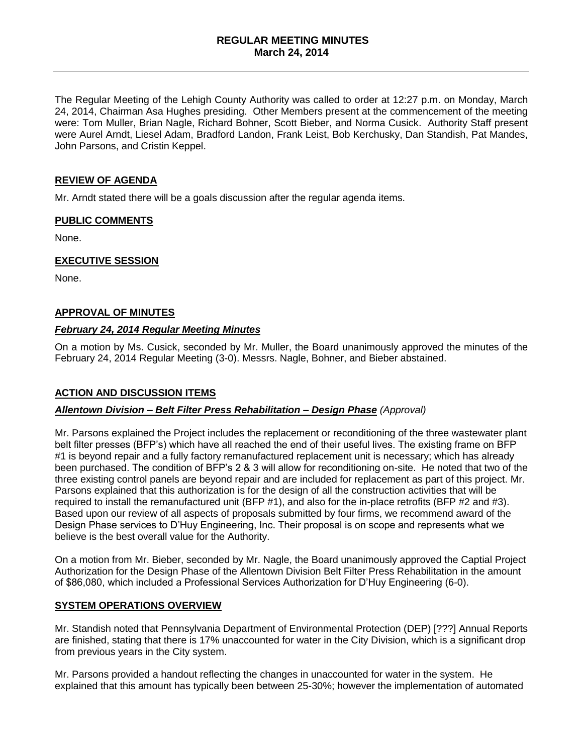# REGULAR MEETING MINUTES
## March 24, 2014

The Regular Meeting of the Lehigh County Authority was called to order at 12:27 p.m. on Monday, March 24, 2014, Chairman Asa Hughes presiding. Other Members present at the commencement of the meeting were: Tom Muller, Brian Nagle, Richard Bohner, Scott Bieber, and Norma Cusick. Authority Staff present were Aurel Arndt, Liesel Adam, Bradford Landon, Frank Leist, Bob Kerchusky, Dan Standish, Pat Mandes, John Parsons, and Cristin Keppel.

### REVIEW OF AGENDA

Mr. Arndt stated there will be a goals discussion after the regular agenda items.

### PUBLIC COMMENTS

None.

### EXECUTIVE SESSION

None.

### APPROVAL OF MINUTES

#### *February 24, 2014 Regular Meeting Minutes*

On a motion by Ms. Cusick, seconded by Mr. Muller, the Board unanimously approved the minutes of the February 24, 2014 Regular Meeting (3-0). Messrs. Nagle, Bohner, and Bieber abstained.

### ACTION AND DISCUSSION ITEMS

#### *Allentown Division – Belt Filter Press Rehabilitation – Design Phase (Approval)*

Mr. Parsons explained the Project includes the replacement or reconditioning of the three wastewater plant belt filter presses (BFP's) which have all reached the end of their useful lives. The existing frame on BFP #1 is beyond repair and a fully factory remanufactured replacement unit is necessary; which has already been purchased. The condition of BFP's 2 & 3 will allow for reconditioning on-site. He noted that two of the three existing control panels are beyond repair and are included for replacement as part of this project. Mr. Parsons explained that this authorization is for the design of all the construction activities that will be required to install the remanufactured unit (BFP #1), and also for the in-place retrofits (BFP #2 and #3). Based upon our review of all aspects of proposals submitted by four firms, we recommend award of the Design Phase services to D'Huy Engineering, Inc. Their proposal is on scope and represents what we believe is the best overall value for the Authority.

On a motion from Mr. Bieber, seconded by Mr. Nagle, the Board unanimously approved the Captial Project Authorization for the Design Phase of the Allentown Division Belt Filter Press Rehabilitation in the amount of $86,080, which included a Professional Services Authorization for D'Huy Engineering (6-0).

### SYSTEM OPERATIONS OVERVIEW

Mr. Standish noted that Pennsylvania Department of Environmental Protection (DEP) [???] Annual Reports are finished, stating that there is 17% unaccounted for water in the City Division, which is a significant drop from previous years in the City system.

Mr. Parsons provided a handout reflecting the changes in unaccounted for water in the system. He explained that this amount has typically been between 25-30%; however the implementation of automated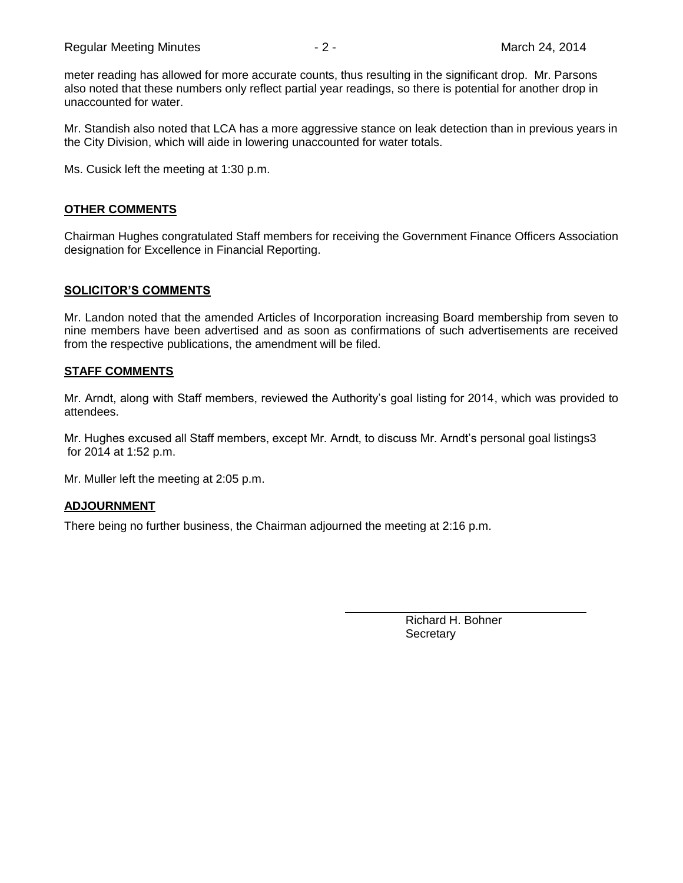meter reading has allowed for more accurate counts, thus resulting in the significant drop. Mr. Parsons also noted that these numbers only reflect partial year readings, so there is potential for another drop in unaccounted for water.

Mr. Standish also noted that LCA has a more aggressive stance on leak detection than in previous years in the City Division, which will aide in lowering unaccounted for water totals.

Ms. Cusick left the meeting at 1:30 p.m.

## OTHER COMMENTS

Chairman Hughes congratulated Staff members for receiving the Government Finance Officers Association designation for Excellence in Financial Reporting.

## SOLICITOR'S COMMENTS

Mr. Landon noted that the amended Articles of Incorporation increasing Board membership from seven to nine members have been advertised and as soon as confirmations of such advertisements are received from the respective publications, the amendment will be filed.

## STAFF COMMENTS

Mr. Arndt, along with Staff members, reviewed the Authority's goal listing for 2014, which was provided to attendees.

Mr. Hughes excused all Staff members, except Mr. Arndt, to discuss Mr. Arndt's personal goal listings3 for 2014 at 1:52 p.m.

Mr. Muller left the meeting at 2:05 p.m.

## ADJOURNMENT

There being no further business, the Chairman adjourned the meeting at 2:16 p.m.

Richard H. Bohner
Secretary